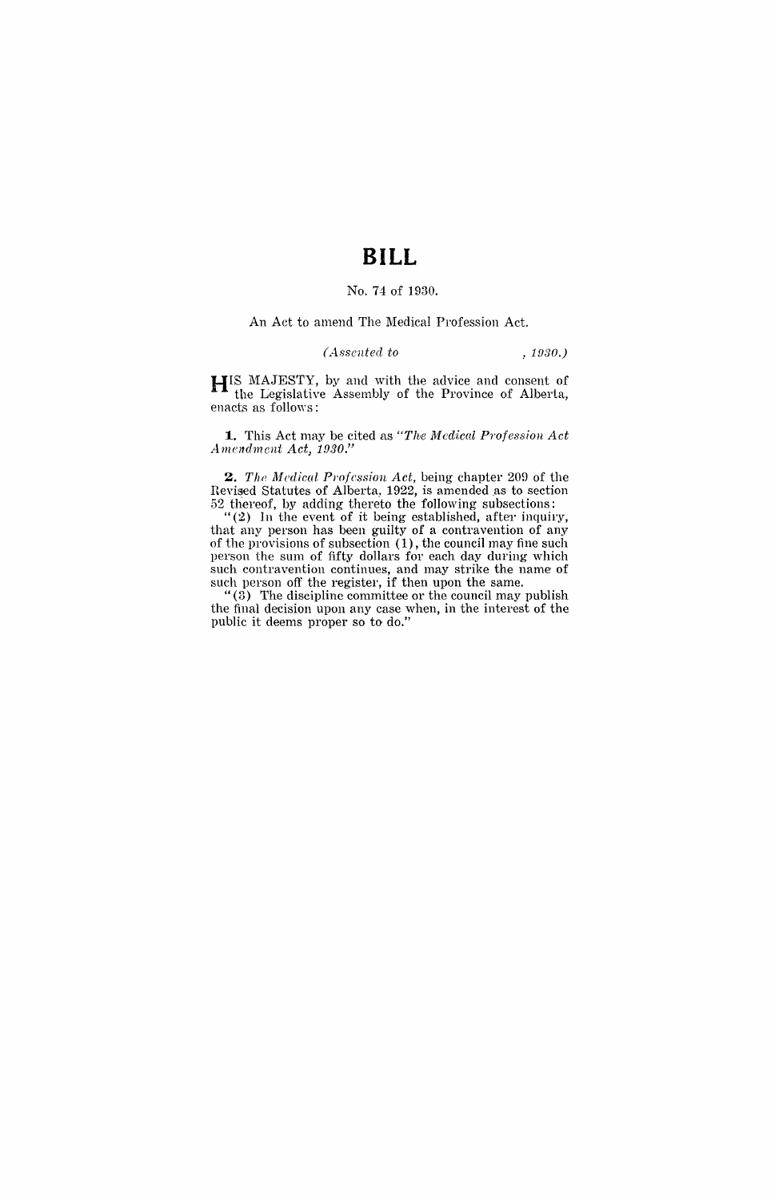# BILL

No. 74 of 1930.

An Act to amend The Medical Profession Act.

*(Assented to , 1930.)*

HIS MAJESTY, by and with the advice and consent of the Legislative Assembly of the Province of Alberta, enacts as follows:

**1.** This Act may be cited as *"The Medical Profession Act Amendment Act, 1930."*

**2.** *The Medical Profession Act*, being chapter 209 of the Revised Statutes of Alberta, 1922, is amended as to section 52 thereof, by adding thereto the following subsections:

"(2) In the event of it being established, after inquiry, that any person has been guilty of a contravention of any of the provisions of subsection (1), the council may fine such person the sum of fifty dollars for each day during which such contravention continues, and may strike the name of such person off the register, if then upon the same.

"(3) The discipline committee or the council may publish the final decision upon any case when, in the interest of the public it deems proper so to do."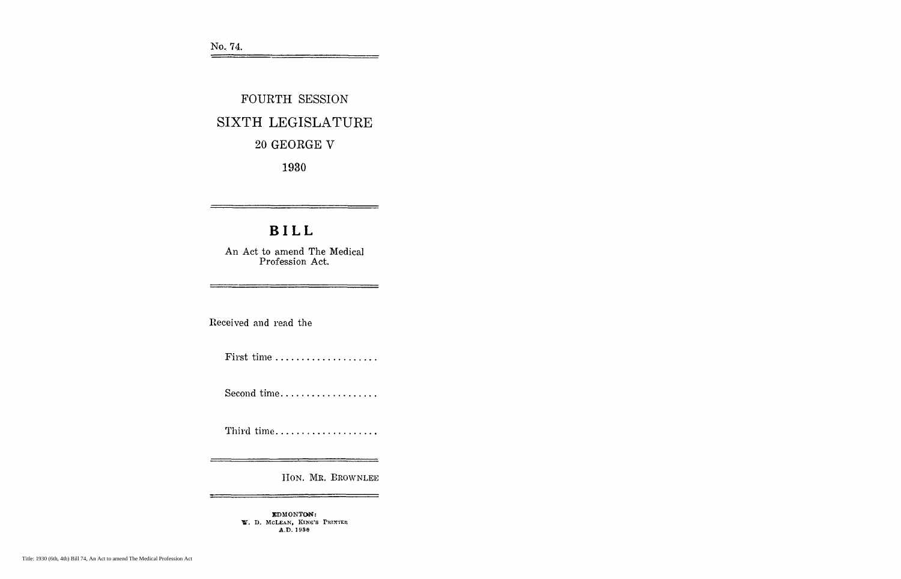No. 74.

FOURTH SESSION

SIXTH LEGISLATURE

20 GEORGE V

1930

# BILL

An Act to amend The Medical Profession Act.

Received and read the

First time ....................

Second time...................

Third time....................

HON. MR. BROWNLEE

EDMONTON:
W. D. MCLEAN, KING'S PRINTER
A.D. 1930

Title: 1930 (6th, 4th) Bill 74, An Act to amend The Medical Profession Act